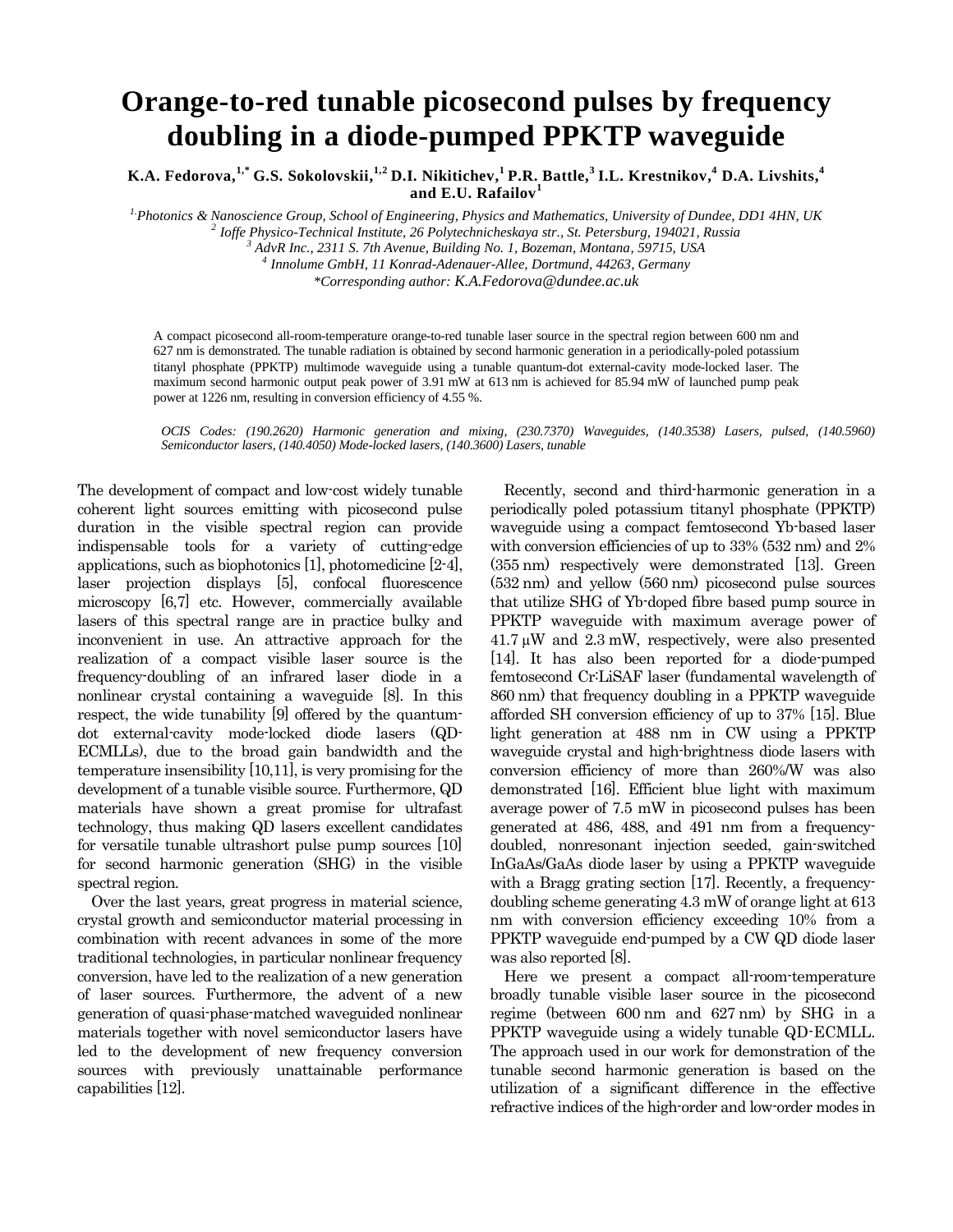# Orange-to-red tunable picosecond pulses by frequency doubling in a diode-pumped PPKTP waveguide

**K.A. Fedorova,[1,*] G.S. Sokolovskii,[1,2] D.I. Nikitichev,[1] P.R. Battle,[3] I.L. Krestnikov,[4] D.A. Livshits,[4] and E.U. Rafailov[1]**

*[1] Photonics & Nanoscience Group, School of Engineering, Physics and Mathematics, University of Dundee, DD1 4HN, UK*
*[2] Ioffe Physico-Technical Institute, 26 Polytechnicheskaya str., St. Petersburg, 194021, Russia*
*[3] AdvR Inc., 2311 S. 7th Avenue, Building No. 1, Bozeman, Montana, 59715, USA*
*[4] Innolume GmbH, 11 Konrad-Adenauer-Allee, Dortmund, 44263, Germany*
*\*Corresponding author: K.A.Fedorova@dundee.ac.uk*

A compact picosecond all-room-temperature orange-to-red tunable laser source in the spectral region between 600 nm and 627 nm is demonstrated. The tunable radiation is obtained by second harmonic generation in a periodically-poled potassium titanyl phosphate (PPKTP) multimode waveguide using a tunable quantum-dot external-cavity mode-locked laser. The maximum second harmonic output peak power of 3.91 mW at 613 nm is achieved for 85.94 mW of launched pump peak power at 1226 nm, resulting in conversion efficiency of 4.55 %.

*OCIS Codes: (190.2620) Harmonic generation and mixing, (230.7370) Waveguides, (140.3538) Lasers, pulsed, (140.5960) Semiconductor lasers, (140.4050) Mode-locked lasers, (140.3600) Lasers, tunable*

The development of compact and low-cost widely tunable coherent light sources emitting with picosecond pulse duration in the visible spectral region can provide indispensable tools for a variety of cutting-edge applications, such as biophotonics [1], photomedicine [2-4], laser projection displays [5], confocal fluorescence microscopy [6,7] etc. However, commercially available lasers of this spectral range are in practice bulky and inconvenient in use. An attractive approach for the realization of a compact visible laser source is the frequency-doubling of an infrared laser diode in a nonlinear crystal containing a waveguide [8]. In this respect, the wide tunability [9] offered by the quantum-dot external-cavity mode-locked diode lasers (QD-ECMLLs), due to the broad gain bandwidth and the temperature insensibility [10,11], is very promising for the development of a tunable visible source. Furthermore, QD materials have shown a great promise for ultrafast technology, thus making QD lasers excellent candidates for versatile tunable ultrashort pulse pump sources [10] for second harmonic generation (SHG) in the visible spectral region.

Over the last years, great progress in material science, crystal growth and semiconductor material processing in combination with recent advances in some of the more traditional technologies, in particular nonlinear frequency conversion, have led to the realization of a new generation of laser sources. Furthermore, the advent of a new generation of quasi-phase-matched waveguided nonlinear materials together with novel semiconductor lasers have led to the development of new frequency conversion sources with previously unattainable performance capabilities [12].

Recently, second and third-harmonic generation in a periodically poled potassium titanyl phosphate (PPKTP) waveguide using a compact femtosecond Yb-based laser with conversion efficiencies of up to 33% (532 nm) and 2% (355 nm) respectively were demonstrated [13]. Green (532 nm) and yellow (560 nm) picosecond pulse sources that utilize SHG of Yb-doped fibre based pump source in PPKTP waveguide with maximum average power of 41.7 μW and 2.3 mW, respectively, were also presented [14]. It has also been reported for a diode-pumped femtosecond Cr:LiSAF laser (fundamental wavelength of 860 nm) that frequency doubling in a PPKTP waveguide afforded SH conversion efficiency of up to 37% [15]. Blue light generation at 488 nm in CW using a PPKTP waveguide crystal and high-brightness diode lasers with conversion efficiency of more than 260%/W was also demonstrated [16]. Efficient blue light with maximum average power of 7.5 mW in picosecond pulses has been generated at 486, 488, and 491 nm from a frequency-doubled, nonresonant injection seeded, gain-switched InGaAs/GaAs diode laser by using a PPKTP waveguide with a Bragg grating section [17]. Recently, a frequency-doubling scheme generating 4.3 mW of orange light at 613 nm with conversion efficiency exceeding 10% from a PPKTP waveguide end-pumped by a CW QD diode laser was also reported [8].

Here we present a compact all-room-temperature broadly tunable visible laser source in the picosecond regime (between 600 nm and 627 nm) by SHG in a PPKTP waveguide using a widely tunable QD-ECMLL. The approach used in our work for demonstration of the tunable second harmonic generation is based on the utilization of a significant difference in the effective refractive indices of the high-order and low-order modes in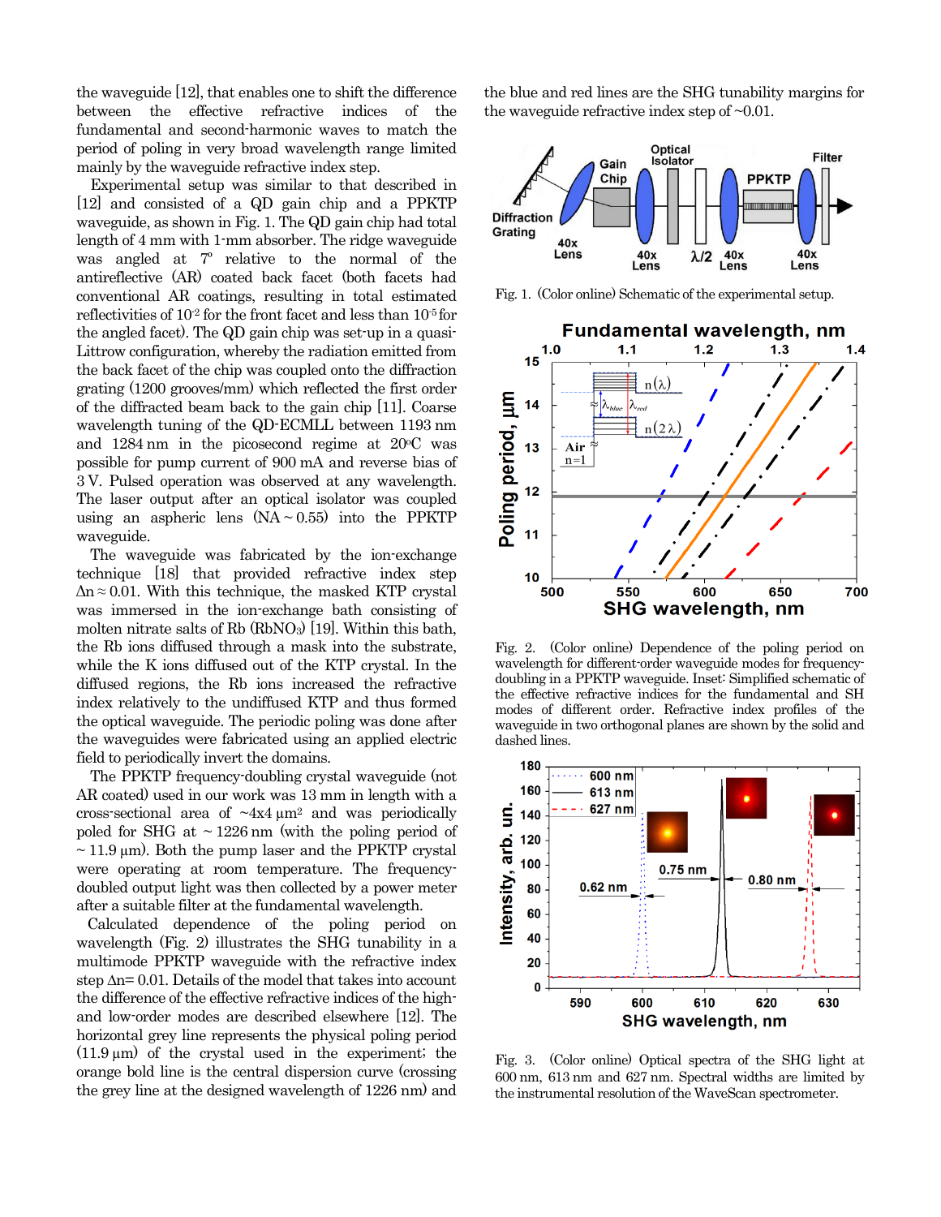the waveguide [12], that enables one to shift the difference between the effective refractive indices of the fundamental and second-harmonic waves to match the period of poling in very broad wavelength range limited mainly by the waveguide refractive index step.

Experimental setup was similar to that described in [12] and consisted of a QD gain chip and a PPKTP waveguide, as shown in Fig. 1. The QD gain chip had total length of 4 mm with 1-mm absorber. The ridge waveguide was angled at 7° relative to the normal of the antireflective (AR) coated back facet (both facets had conventional AR coatings, resulting in total estimated reflectivities of $10^{-2}$ for the front facet and less than $10^{-5}$ for the angled facet). The QD gain chip was set-up in a quasi-Littrow configuration, whereby the radiation emitted from the back facet of the chip was coupled onto the diffraction grating (1200 grooves/mm) which reflected the first order of the diffracted beam back to the gain chip [11]. Coarse wavelength tuning of the QD-ECMLL between 1193 nm and 1284 nm in the picosecond regime at 20°C was possible for pump current of 900 mA and reverse bias of 3 V. Pulsed operation was observed at any wavelength. The laser output after an optical isolator was coupled using an aspheric lens (NA ~ 0.55) into the PPKTP waveguide.

The waveguide was fabricated by the ion-exchange technique [18] that provided refractive index step $\Delta n \approx 0.01$. With this technique, the masked KTP crystal was immersed in the ion-exchange bath consisting of molten nitrate salts of Rb ($RbNO_3$) [19]. Within this bath, the Rb ions diffused through a mask into the substrate, while the K ions diffused out of the KTP crystal. In the diffused regions, the Rb ions increased the refractive index relatively to the undiffused KTP and thus formed the optical waveguide. The periodic poling was done after the waveguides were fabricated using an applied electric field to periodically invert the domains.

The PPKTP frequency-doubling crystal waveguide (not AR coated) used in our work was 13 mm in length with a cross-sectional area of ~4x4 μm² and was periodically poled for SHG at ~ 1226 nm (with the poling period of ~ 11.9 μm). Both the pump laser and the PPKTP crystal were operating at room temperature. The frequency-doubled output light was then collected by a power meter after a suitable filter at the fundamental wavelength.

Calculated dependence of the poling period on wavelength (Fig. 2) illustrates the SHG tunability in a multimode PPKTP waveguide with the refractive index step $\Delta n = 0.01$. Details of the model that takes into account the difference of the effective refractive indices of the high- and low-order modes are described elsewhere [12]. The horizontal grey line represents the physical poling period (11.9 μm) of the crystal used in the experiment; the orange bold line is the central dispersion curve (crossing the grey line at the designed wavelength of 1226 nm) and the blue and red lines are the SHG tunability margins for the waveguide refractive index step of ~0.01.

Fig. 1. (Color online) Schematic of the experimental setup.

Fig. 2. (Color online) Dependence of the poling period on wavelength for different-order waveguide modes for frequency-doubling in a PPKTP waveguide. Inset: Simplified schematic of the effective refractive indices for the fundamental and SH modes of different order. Refractive index profiles of the waveguide in two orthogonal planes are shown by the solid and dashed lines.

Fig. 3. (Color online) Optical spectra of the SHG light at 600 nm, 613 nm and 627 nm. Spectral widths are limited by the instrumental resolution of the WaveScan spectrometer.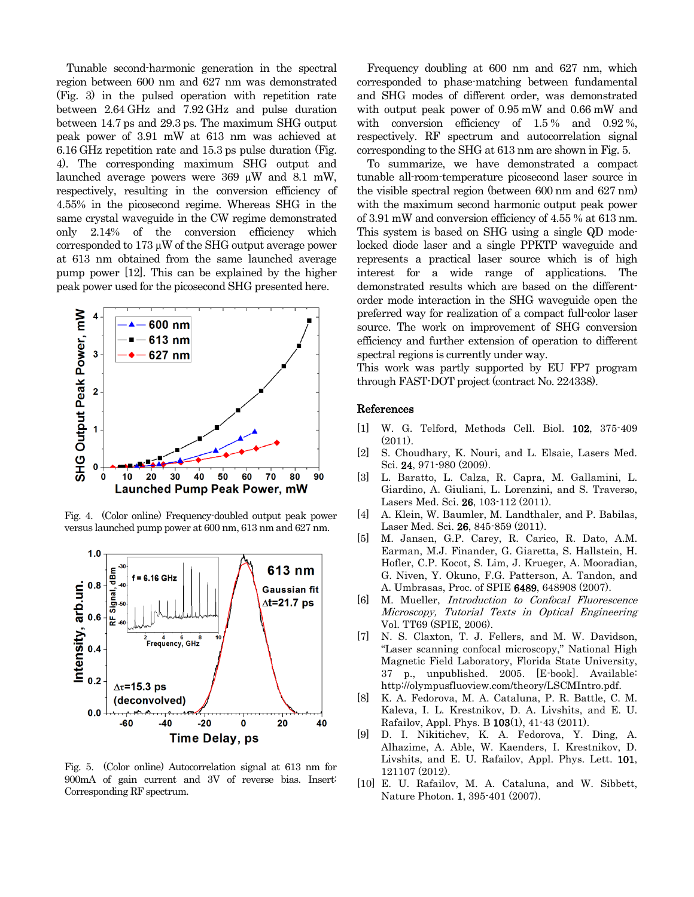Tunable second-harmonic generation in the spectral region between 600 nm and 627 nm was demonstrated (Fig. 3) in the pulsed operation with repetition rate between 2.64 GHz and 7.92 GHz and pulse duration between 14.7 ps and 29.3 ps. The maximum SHG output peak power of 3.91 mW at 613 nm was achieved at 6.16 GHz repetition rate and 15.3 ps pulse duration (Fig. 4). The corresponding maximum SHG output and launched average powers were 369 μW and 8.1 mW, respectively, resulting in the conversion efficiency of 4.55% in the picosecond regime. Whereas SHG in the same crystal waveguide in the CW regime demonstrated only 2.14% of the conversion efficiency which corresponded to 173 μW of the SHG output average power at 613 nm obtained from the same launched average pump power [12]. This can be explained by the higher peak power used for the picosecond SHG presented here.

Fig. 4. (Color online) Frequency-doubled output peak power versus launched pump power at 600 nm, 613 nm and 627 nm.

Fig. 5. (Color online) Autocorrelation signal at 613 nm for 900mA of gain current and 3V of reverse bias. Insert: Corresponding RF spectrum.

Frequency doubling at 600 nm and 627 nm, which corresponded to phase-matching between fundamental and SHG modes of different order, was demonstrated with output peak power of 0.95 mW and 0.66 mW and with conversion efficiency of 1.5 % and 0.92 %, respectively. RF spectrum and autocorrelation signal corresponding to the SHG at 613 nm are shown in Fig. 5.

To summarize, we have demonstrated a compact tunable all-room-temperature picosecond laser source in the visible spectral region (between 600 nm and 627 nm) with the maximum second harmonic output peak power of 3.91 mW and conversion efficiency of 4.55 % at 613 nm. This system is based on SHG using a single QD mode-locked diode laser and a single PPKTP waveguide and represents a practical laser source which is of high interest for a wide range of applications. The demonstrated results which are based on the different-order mode interaction in the SHG waveguide open the preferred way for realization of a compact full-color laser source. The work on improvement of SHG conversion efficiency and further extension of operation to different spectral regions is currently under way.

This work was partly supported by EU FP7 program through FAST-DOT project (contract No. 224338).

## References

[1] W. G. Telford, Methods Cell. Biol. **102**, 375-409 (2011).

[2] S. Choudhary, K. Nouri, and L. Elsaie, Lasers Med. Sci. **24**, 971-980 (2009).

[3] L. Baratto, L. Calza, R. Capra, M. Gallamini, L. Giardino, A. Giuliani, L. Lorenzini, and S. Traverso, Lasers Med. Sci. **26**, 103-112 (2011).

[4] A. Klein, W. Baumler, M. Landthaler, and P. Babilas, Laser Med. Sci. **26**, 845-859 (2011).

[5] M. Jansen, G.P. Carey, R. Carico, R. Dato, A.M. Earman, M.J. Finander, G. Giaretta, S. Hallstein, H. Hofler, C.P. Kocot, S. Lim, J. Krueger, A. Mooradian, G. Niven, Y. Okuno, F.G. Patterson, A. Tandon, and A. Umbrasas, Proc. of SPIE **6489**, 648908 (2007).

[6] M. Mueller, *Introduction to Confocal Fluorescence Microscopy, Tutorial Texts in Optical Engineering* Vol. TT69 (SPIE, 2006).

[7] N. S. Claxton, T. J. Fellers, and M. W. Davidson, "Laser scanning confocal microscopy," National High Magnetic Field Laboratory, Florida State University, 37 p., unpublished. 2005. [E-book]. Available: http://olympusfluoview.com/theory/LSCMIntro.pdf.

[8] K. A. Fedorova, M. A. Cataluna, P. R. Battle, C. M. Kaleva, I. L. Krestnikov, D. A. Livshits, and E. U. Rafailov, Appl. Phys. B **103**(1), 41-43 (2011).

[9] D. I. Nikitichev, K. A. Fedorova, Y. Ding, A. Alhazime, A. Able, W. Kaenders, I. Krestnikov, D. Livshits, and E. U. Rafailov, Appl. Phys. Lett. **101**, 121107 (2012).

[10] E. U. Rafailov, M. A. Cataluna, and W. Sibbett, Nature Photon. **1**, 395-401 (2007).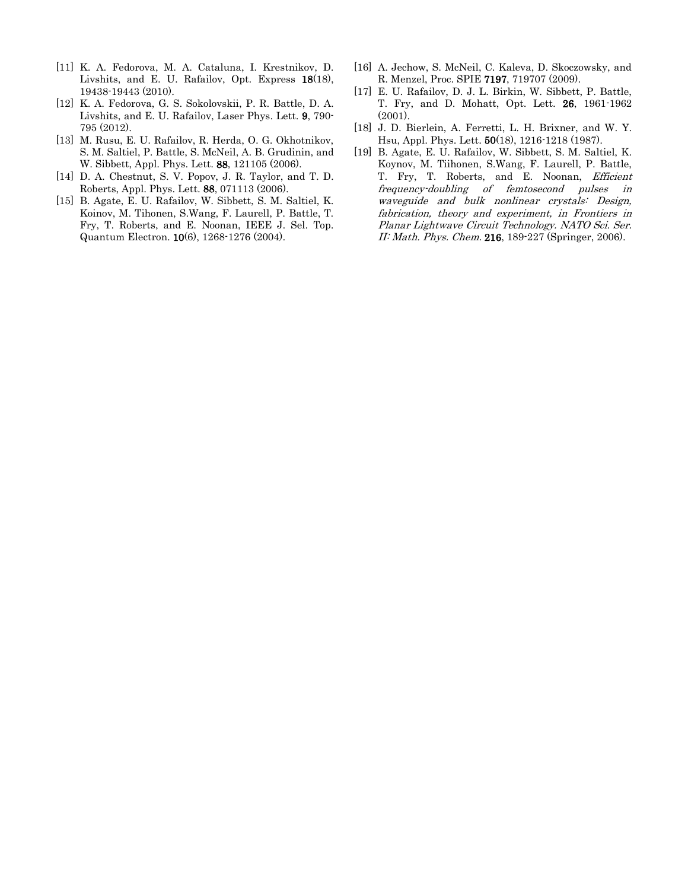[11] K. A. Fedorova, M. A. Cataluna, I. Krestnikov, D. Livshits, and E. U. Rafailov, Opt. Express **18**(18), 19438-19443 (2010).

[12] K. A. Fedorova, G. S. Sokolovskii, P. R. Battle, D. A. Livshits, and E. U. Rafailov, Laser Phys. Lett. **9**, 790-795 (2012).

[13] M. Rusu, E. U. Rafailov, R. Herda, O. G. Okhotnikov, S. M. Saltiel, P. Battle, S. McNeil, A. B. Grudinin, and W. Sibbett, Appl. Phys. Lett. **88**, 121105 (2006).

[14] D. A. Chestnut, S. V. Popov, J. R. Taylor, and T. D. Roberts, Appl. Phys. Lett. **88**, 071113 (2006).

[15] B. Agate, E. U. Rafailov, W. Sibbett, S. M. Saltiel, K. Koinov, M. Tihonen, S.Wang, F. Laurell, P. Battle, T. Fry, T. Roberts, and E. Noonan, IEEE J. Sel. Top. Quantum Electron. **10**(6), 1268-1276 (2004).

[16] A. Jechow, S. McNeil, C. Kaleva, D. Skoczowsky, and R. Menzel, Proc. SPIE **7197**, 719707 (2009).

[17] E. U. Rafailov, D. J. L. Birkin, W. Sibbett, P. Battle, T. Fry, and D. Mohatt, Opt. Lett. **26**, 1961-1962 (2001).

[18] J. D. Bierlein, A. Ferretti, L. H. Brixner, and W. Y. Hsu, Appl. Phys. Lett. **50**(18), 1216-1218 (1987).

[19] B. Agate, E. U. Rafailov, W. Sibbett, S. M. Saltiel, K. Koynov, M. Tiihonen, S.Wang, F. Laurell, P. Battle, T. Fry, T. Roberts, and E. Noonan, *Efficient frequency-doubling of femtosecond pulses in waveguide and bulk nonlinear crystals: Design, fabrication, theory and experiment, in Frontiers in Planar Lightwave Circuit Technology. NATO Sci. Ser. II: Math. Phys. Chem.* **216**, 189-227 (Springer, 2006).